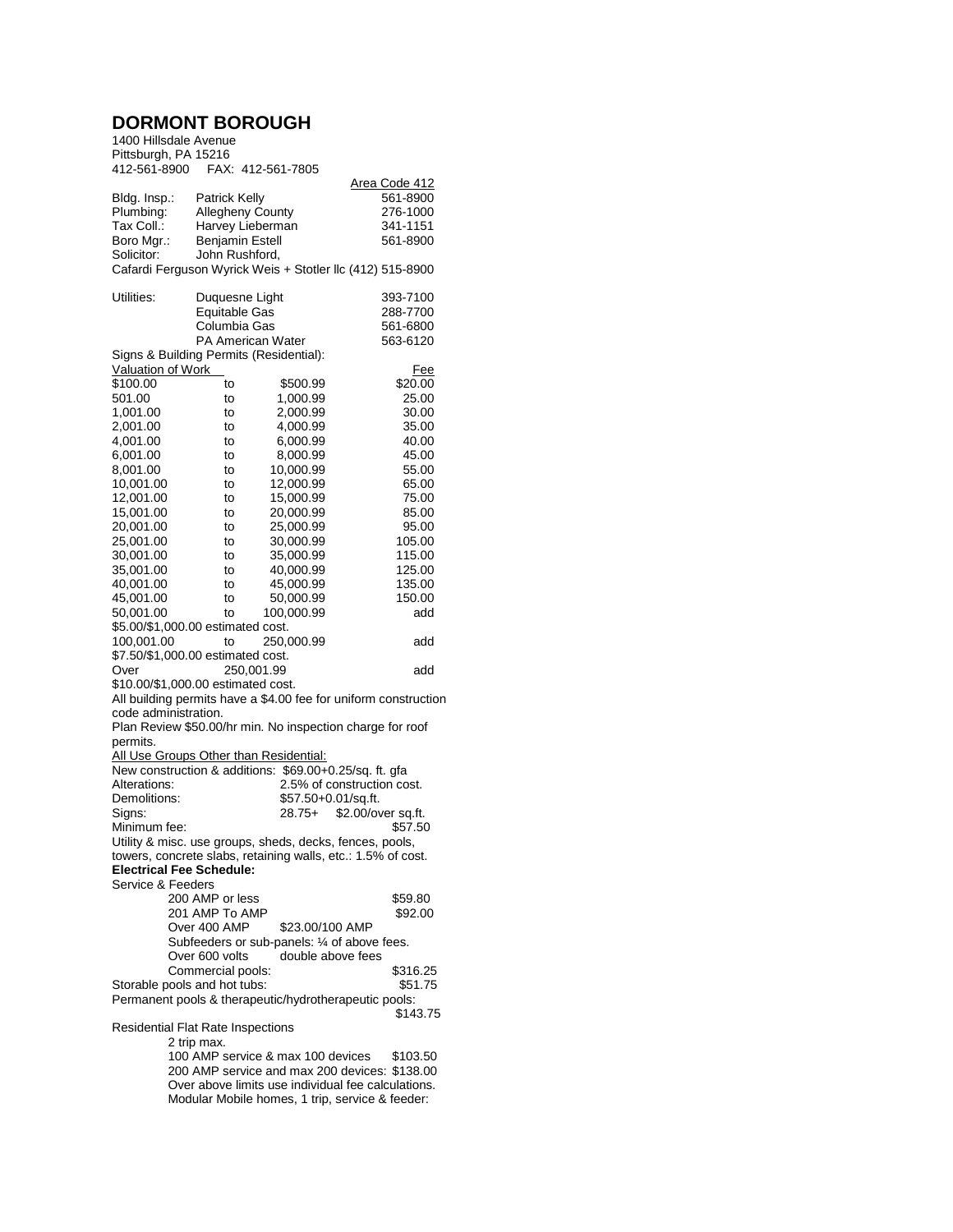# DORMONT BOROUGH

1400 Hillsdale Avenue
Pittsburgh, PA 15216
412-561-8900 FAX: 412-561-7805

| | | Area Code 412 |
|---|---|---|
| Bldg. Insp.: | Patrick Kelly | 561-8900 |
| Plumbing: | Allegheny County | 276-1000 |
| Tax Coll.: | Harvey Lieberman | 341-1151 |
| Boro Mgr.: | Benjamin Estell | 561-8900 |
| Solicitor: | John Rushford, | |

Cafardi Ferguson Wyrick Weis + Stotler llc (412) 515-8900

| Utilities: | Duquesne Light | 393-7100 |
|---|---|---|
| | Equitable Gas | 288-7700 |
| | Columbia Gas | 561-6800 |
| | PA American Water | 563-6120 |

Signs & Building Permits (Residential):

| Valuation of Work | | | Fee |
|---|---|---|---|
| $100.00 | to | $500.99 | $20.00 |
| 501.00 | to | 1,000.99 | 25.00 |
| 1,001.00 | to | 2,000.99 | 30.00 |
| 2,001.00 | to | 4,000.99 | 35.00 |
| 4,001.00 | to | 6,000.99 | 40.00 |
| 6,001.00 | to | 8,000.99 | 45.00 |
| 8,001.00 | to | 10,000.99 | 55.00 |
| 10,001.00 | to | 12,000.99 | 65.00 |
| 12,001.00 | to | 15,000.99 | 75.00 |
| 15,001.00 | to | 20,000.99 | 85.00 |
| 20,001.00 | to | 25,000.99 | 95.00 |
| 25,001.00 | to | 30,000.99 | 105.00 |
| 30,001.00 | to | 35,000.99 | 115.00 |
| 35,001.00 | to | 40,000.99 | 125.00 |
| 40,001.00 | to | 45,000.99 | 135.00 |
| 45,001.00 | to | 50,000.99 | 150.00 |
| 50,001.00 | to | 100,000.99 | add $5.00/$1,000.00 estimated cost. |
| 100,001.00 | to | 250,000.99 | add $7.50/$1,000.00 estimated cost. |
| Over | | 250,001.99 | add $10.00/$1,000.00 estimated cost. |

All building permits have a $4.00 fee for uniform construction code administration.

Plan Review $50.00/hr min. No inspection charge for roof permits.

All Use Groups Other than Residential:

New construction & additions: $69.00+0.25/sq. ft. gfa
Alterations: 2.5% of construction cost.
Demolitions: $57.50+0.01/sq.ft.
Signs: 28.75+ $2.00/over sq.ft.
Minimum fee: $57.50

Utility & misc. use groups, sheds, decks, fences, pools, towers, concrete slabs, retaining walls, etc.: 1.5% of cost.

**Electrical Fee Schedule:**

Service & Feeders

- 200 AMP or less $59.80
- 201 AMP To AMP $92.00
- Over 400 AMP $23.00/100 AMP
- Subfeeders or sub-panels: ¼ of above fees.
- Over 600 volts double above fees
- Commercial pools: $316.25

Storable pools and hot tubs: $51.75

Permanent pools & therapeutic/hydrotherapeutic pools: $143.75

Residential Flat Rate Inspections

- 2 trip max.
- 100 AMP service & max 100 devices $103.50
- 200 AMP service and max 200 devices: $138.00
- Over above limits use individual fee calculations.
- Modular Mobile homes, 1 trip, service & feeder: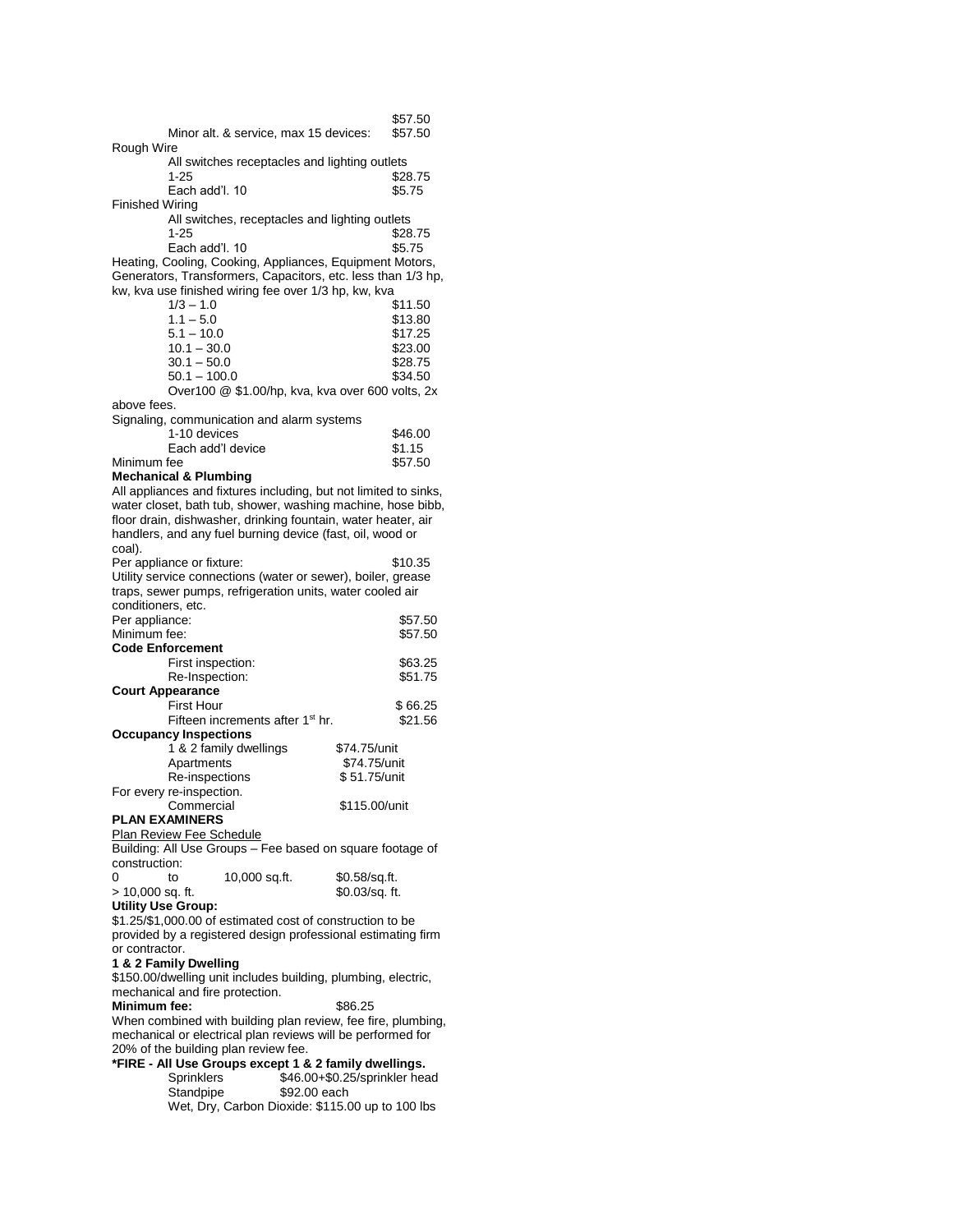$57.50

Minor alt. & service, max 15 devices: $57.50

Rough Wire

All switches receptacles and lighting outlets

| | |
|---|---|
| 1-25 | $28.75 |
| Each add'l. 10 | $5.75 |

Finished Wiring

All switches, receptacles and lighting outlets

| | |
|---|---|
| 1-25 | $28.75 |
| Each add'l. 10 | $5.75 |

Heating, Cooling, Cooking, Appliances, Equipment Motors, Generators, Transformers, Capacitors, etc. less than 1/3 hp, kw, kva use finished wiring fee over 1/3 hp, kw, kva

| | |
|---|---|
| 1/3 – 1.0 | $11.50 |
| 1.1 – 5.0 | $13.80 |
| 5.1 – 10.0 | $17.25 |
| 10.1 – 30.0 | $23.00 |
| 30.1 – 50.0 | $28.75 |
| 50.1 – 100.0 | $34.50 |

Over100 @ $1.00/hp, kva, kva over 600 volts, 2x above fees.

Signaling, communication and alarm systems

| | |
|---|---|
| 1-10 devices | $46.00 |
| Each add'l device | $1.15 |

Minimum fee $57.50

**Mechanical & Plumbing**

All appliances and fixtures including, but not limited to sinks, water closet, bath tub, shower, washing machine, hose bibb, floor drain, dishwasher, drinking fountain, water heater, air handlers, and any fuel burning device (fast, oil, wood or coal).

Per appliance or fixture: $10.35

Utility service connections (water or sewer), boiler, grease traps, sewer pumps, refrigeration units, water cooled air conditioners, etc.

| | |
|---|---|
| Per appliance: | $57.50 |
| Minimum fee: | $57.50 |

**Code Enforcement**

| | |
|---|---|
| First inspection: | $63.25 |
| Re-Inspection: | $51.75 |

**Court Appearance**

| | |
|---|---|
| First Hour | $ 66.25 |
| Fifteen increments after 1st hr. | $21.56 |

**Occupancy Inspections**

| | |
|---|---|
| 1 & 2 family dwellings | $74.75/unit |
| Apartments | $74.75/unit |
| Re-inspections | $ 51.75/unit |

For every re-inspection.

Commercial $115.00/unit

**PLAN EXAMINERS**

Plan Review Fee Schedule

Building: All Use Groups – Fee based on square footage of construction:

| | |
|---|---|
| 0 to 10,000 sq.ft. | $0.58/sq.ft. |
| > 10,000 sq. ft. | $0.03/sq. ft. |

**Utility Use Group:**

$1.25/$1,000.00 of estimated cost of construction to be provided by a registered design professional estimating firm or contractor.

**1 & 2 Family Dwelling**

$150.00/dwelling unit includes building, plumbing, electric, mechanical and fire protection.

**Minimum fee:** $86.25

When combined with building plan review, fee fire, plumbing, mechanical or electrical plan reviews will be performed for 20% of the building plan review fee.

**\*FIRE - All Use Groups except 1 & 2 family dwellings.**

| | |
|---|---|
| Sprinklers | $46.00+$0.25/sprinkler head |
| Standpipe | $92.00 each |

Wet, Dry, Carbon Dioxide: $115.00 up to 100 lbs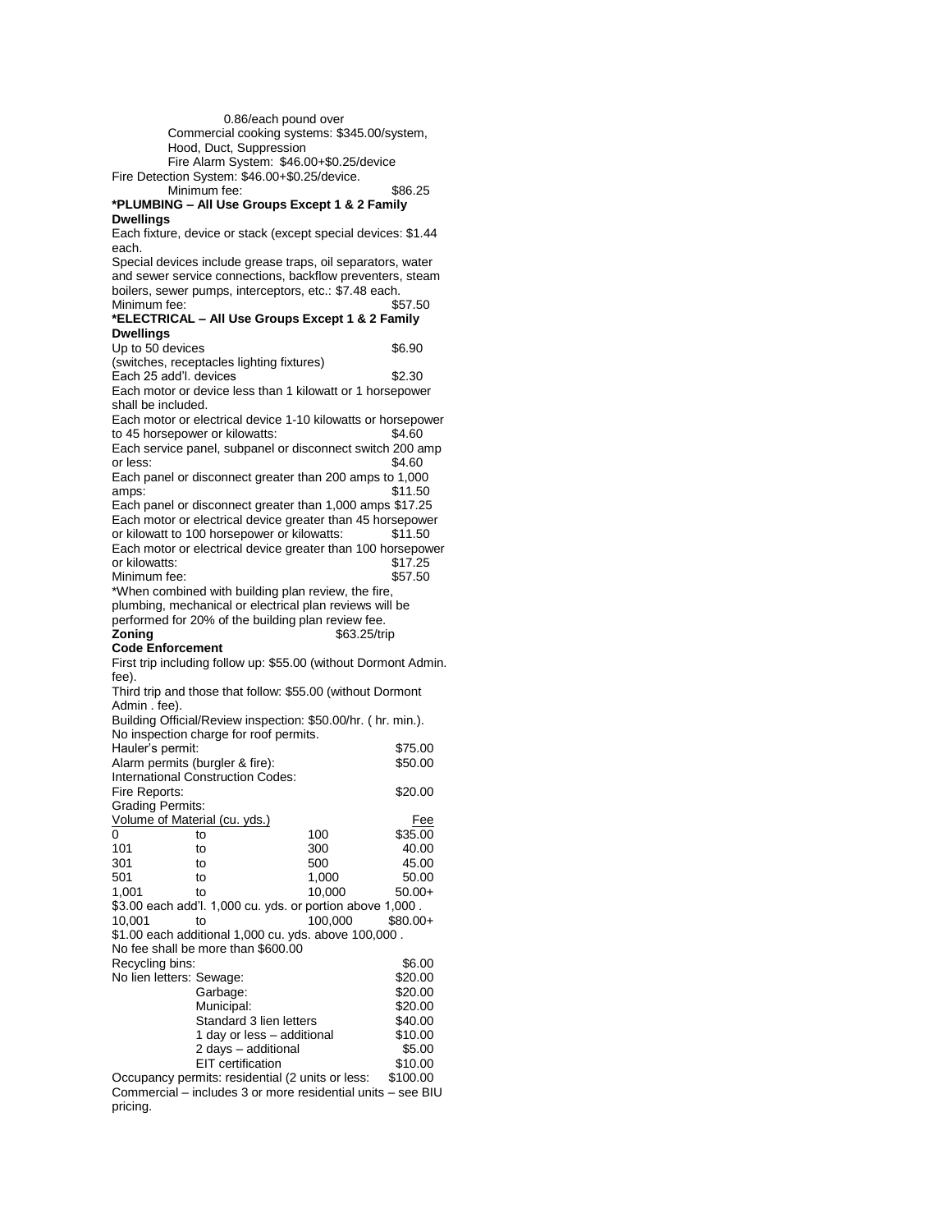0.86/each pound over

Commercial cooking systems: $345.00/system, Hood, Duct, Suppression

Fire Alarm System: $46.00+$0.25/device

Fire Detection System: $46.00+$0.25/device.

Minimum fee: $86.25

**\*PLUMBING – All Use Groups Except 1 & 2 Family Dwellings**

Each fixture, device or stack (except special devices: $1.44 each.

Special devices include grease traps, oil separators, water and sewer service connections, backflow preventers, steam boilers, sewer pumps, interceptors, etc.: $7.48 each.

Minimum fee: $57.50

**\*ELECTRICAL – All Use Groups Except 1 & 2 Family Dwellings**

Up to 50 devices (switches, receptacles lighting fixtures) $6.90

Each 25 add'l. devices $2.30

Each motor or device less than 1 kilowatt or 1 horsepower shall be included.

Each motor or electrical device 1-10 kilowatts or horsepower to 45 horsepower or kilowatts: $4.60

Each service panel, subpanel or disconnect switch 200 amp or less: $4.60

Each panel or disconnect greater than 200 amps to 1,000 amps: $11.50

Each panel or disconnect greater than 1,000 amps $17.25

Each motor or electrical device greater than 45 horsepower or kilowatt to 100 horsepower or kilowatts: $11.50

Each motor or electrical device greater than 100 horsepower or kilowatts: $17.25

Minimum fee: $57.50

\*When combined with building plan review, the fire, plumbing, mechanical or electrical plan reviews will be performed for 20% of the building plan review fee.

**Zoning** $63.25/trip

**Code Enforcement**

First trip including follow up: $55.00 (without Dormont Admin. fee).

Third trip and those that follow: $55.00 (without Dormont Admin . fee).

Building Official/Review inspection: $50.00/hr. ( hr. min.).

No inspection charge for roof permits.

Hauler's permit: $75.00

Alarm permits (burgler & fire): $50.00

International Construction Codes:

Fire Reports: $20.00

Grading Permits:

| Volume of Material (cu. yds.) | | | Fee |
|---|---|---|---|
| 0 | to | 100 | $35.00 |
| 101 | to | 300 | 40.00 |
| 301 | to | 500 | 45.00 |
| 501 | to | 1,000 | 50.00 |
| 1,001 | to | 10,000 | 50.00+ |

$3.00 each add'l. 1,000 cu. yds. or portion above 1,000 .

| | | | |
|---|---|---|---|
| 10,001 | to | 100,000 | $80.00+ |

$1.00 each additional 1,000 cu. yds. above 100,000 .

No fee shall be more than $600.00

| | | |
|---|---|---|
| Recycling bins: | | $6.00 |
| No lien letters: | Sewage: | $20.00 |
| | Garbage: | $20.00 |
| | Municipal: | $20.00 |
| | Standard 3 lien letters | $40.00 |
| | 1 day or less – additional | $10.00 |
| | 2 days – additional | $5.00 |
| | EIT certification | $10.00 |

Occupancy permits: residential (2 units or less: $100.00

Commercial – includes 3 or more residential units – see BIU pricing.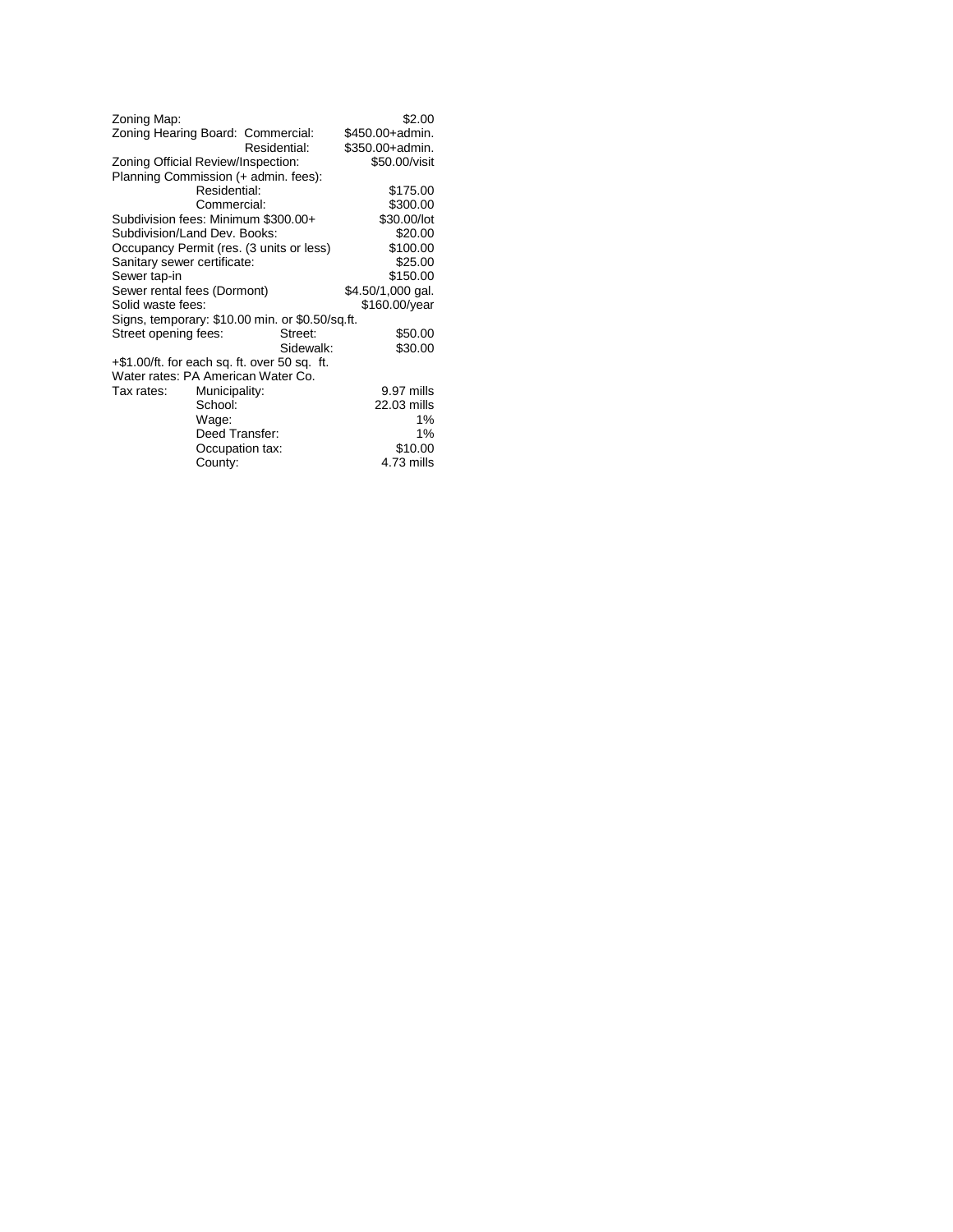| | | | |
|---|---|---|---|
| Zoning Map: | | | $2.00 |
| Zoning Hearing Board: | Commercial: | | $450.00+admin. |
| | Residential: | | $350.00+admin. |
| Zoning Official Review/Inspection: | | | $50.00/visit |
| Planning Commission (+ admin. fees): | | | |
| | Residential: | | $175.00 |
| | Commercial: | | $300.00 |
| Subdivision fees: Minimum $300.00+ | | | $30.00/lot |
| Subdivision/Land Dev. Books: | | | $20.00 |
| Occupancy Permit (res. (3 units or less) | | | $100.00 |
| Sanitary sewer certificate: | | | $25.00 |
| Sewer tap-in | | | $150.00 |
| Sewer rental fees (Dormont) | | | $4.50/1,000 gal. |
| Solid waste fees: | | | $160.00/year |
| Signs, temporary: $10.00 min. or $0.50/sq.ft. | | | |
| Street opening fees: | | Street: | $50.00 |
| | | Sidewalk: | $30.00 |
| +$1.00/ft. for each sq. ft. over 50 sq. ft. | | | |
| Water rates: PA American Water Co. | | | |
| Tax rates: | Municipality: | | 9.97 mills |
| | School: | | 22.03 mills |
| | Wage: | | 1% |
| | Deed Transfer: | | 1% |
| | Occupation tax: | | $10.00 |
| | County: | | 4.73 mills |